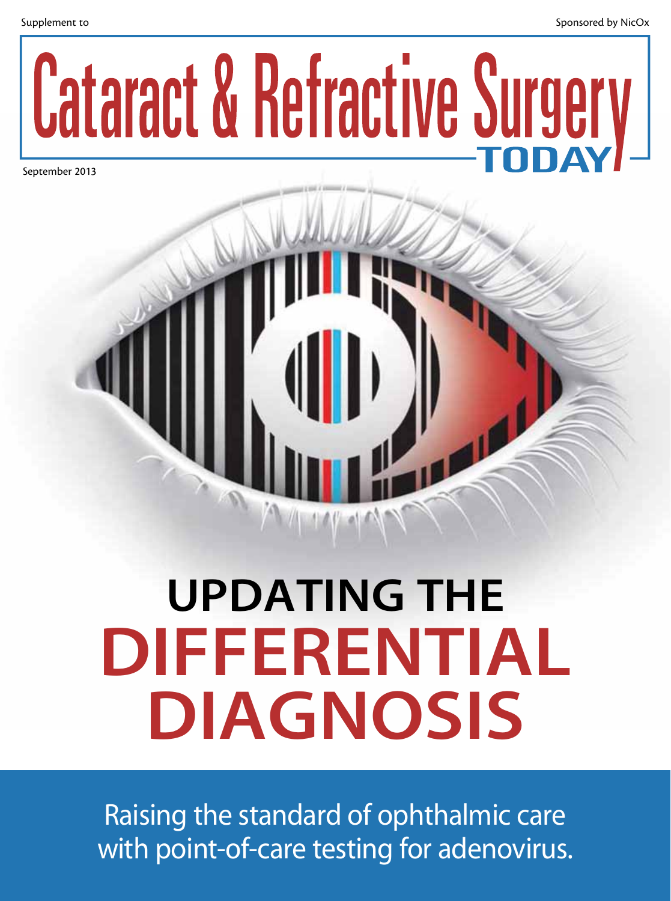Supplement to

Sponsored by NicOx

# Cataract & Refractive Surgery TODAY

September 2013

# UPDATING THE DIFFERENTIAL DIAGNOSIS

Raising the standard of ophthalmic care with point-of-care testing for adenovirus.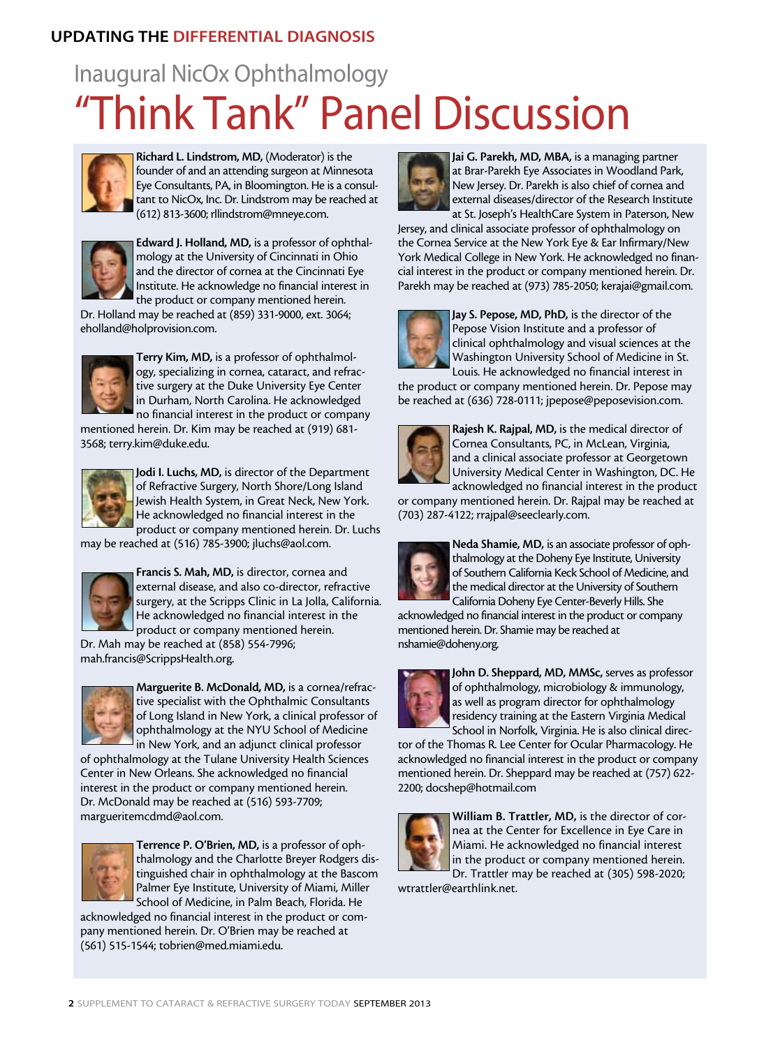UPDATING THE DIFFERENTIAL DIAGNOSIS

# Inaugural NicOx Ophthalmology "Think Tank" Panel Discussion

**Richard L. Lindstrom, MD,** (Moderator) is the founder of and an attending surgeon at Minnesota Eye Consultants, PA, in Bloomington. He is a consultant to NicOx, Inc. Dr. Lindstrom may be reached at (612) 813-3600; rllindstrom@mneye.com.

**Edward J. Holland, MD,** is a professor of ophthalmology at the University of Cincinnati in Ohio and the director of cornea at the Cincinnati Eye Institute. He acknowledge no financial interest in the product or company mentioned herein. Dr. Holland may be reached at (859) 331-9000, ext. 3064; eholland@holprovision.com.

**Terry Kim, MD,** is a professor of ophthalmology, specializing in cornea, cataract, and refractive surgery at the Duke University Eye Center in Durham, North Carolina. He acknowledged no financial interest in the product or company mentioned herein. Dr. Kim may be reached at (919) 681-3568; terry.kim@duke.edu.

**Jodi I. Luchs, MD,** is director of the Department of Refractive Surgery, North Shore/Long Island Jewish Health System, in Great Neck, New York. He acknowledged no financial interest in the product or company mentioned herein. Dr. Luchs may be reached at (516) 785-3900; jluchs@aol.com.

**Francis S. Mah, MD,** is director, cornea and external disease, and also co-director, refractive surgery, at the Scripps Clinic in La Jolla, California. He acknowledged no financial interest in the product or company mentioned herein. Dr. Mah may be reached at (858) 554-7996; mah.francis@ScrippsHealth.org.

**Marguerite B. McDonald, MD,** is a cornea/refractive specialist with the Ophthalmic Consultants of Long Island in New York, a clinical professor of ophthalmology at the NYU School of Medicine in New York, and an adjunct clinical professor of ophthalmology at the Tulane University Health Sciences Center in New Orleans. She acknowledged no financial interest in the product or company mentioned herein. Dr. McDonald may be reached at (516) 593-7709; margueritemcdmd@aol.com.

**Terrence P. O'Brien, MD,** is a professor of ophthalmology and the Charlotte Breyer Rodgers distinguished chair in ophthalmology at the Bascom Palmer Eye Institute, University of Miami, Miller School of Medicine, in Palm Beach, Florida. He acknowledged no financial interest in the product or company mentioned herein. Dr. O'Brien may be reached at (561) 515-1544; tobrien@med.miami.edu.

**Jai G. Parekh, MD, MBA,** is a managing partner at Brar-Parekh Eye Associates in Woodland Park, New Jersey. Dr. Parekh is also chief of cornea and external diseases/director of the Research Institute at St. Joseph's HealthCare System in Paterson, New Jersey, and clinical associate professor of ophthalmology on the Cornea Service at the New York Eye & Ear Infirmary/New York Medical College in New York. He acknowledged no financial interest in the product or company mentioned herein. Dr. Parekh may be reached at (973) 785-2050; kerajai@gmail.com.

**Jay S. Pepose, MD, PhD,** is the director of the Pepose Vision Institute and a professor of clinical ophthalmology and visual sciences at the Washington University School of Medicine in St. Louis. He acknowledged no financial interest in the product or company mentioned herein. Dr. Pepose may be reached at (636) 728-0111; jpepose@peposevision.com.

**Rajesh K. Rajpal, MD,** is the medical director of Cornea Consultants, PC, in McLean, Virginia, and a clinical associate professor at Georgetown University Medical Center in Washington, DC. He acknowledged no financial interest in the product or company mentioned herein. Dr. Rajpal may be reached at (703) 287-4122; rrajpal@seeclearly.com.

**Neda Shamie, MD,** is an associate professor of ophthalmology at the Doheny Eye Institute, University of Southern California Keck School of Medicine, and the medical director at the University of Southern California Doheny Eye Center-Beverly Hills. She acknowledged no financial interest in the product or company mentioned herein. Dr. Shamie may be reached at nshamie@doheny.org.

**John D. Sheppard, MD, MMSc,** serves as professor of ophthalmology, microbiology & immunology, as well as program director for ophthalmology residency training at the Eastern Virginia Medical School in Norfolk, Virginia. He is also clinical director of the Thomas R. Lee Center for Ocular Pharmacology. He acknowledged no financial interest in the product or company mentioned herein. Dr. Sheppard may be reached at (757) 622-2200; docshep@hotmail.com

**William B. Trattler, MD,** is the director of cornea at the Center for Excellence in Eye Care in Miami. He acknowledged no financial interest in the product or company mentioned herein. Dr. Trattler may be reached at (305) 598-2020; wtrattler@earthlink.net.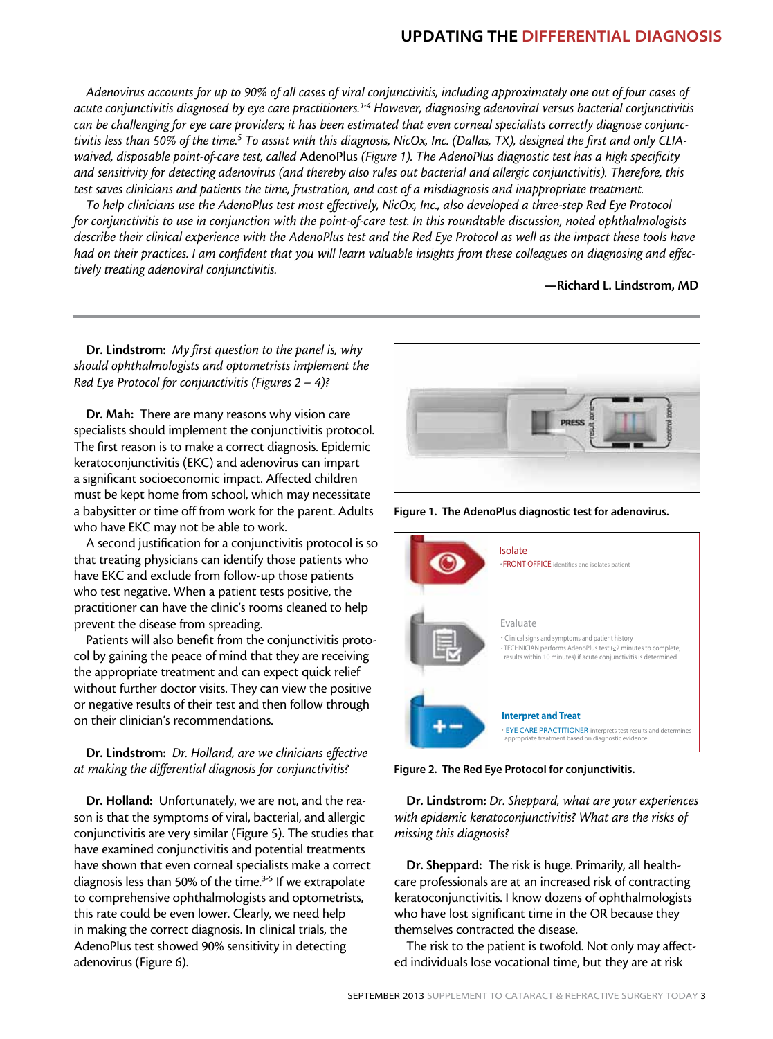*Adenovirus accounts for up to 90% of all cases of viral conjunctivitis, including approximately one out of four cases of acute conjunctivitis diagnosed by eye care practitioners.[1-4] However, diagnosing adenoviral versus bacterial conjunctivitis can be challenging for eye care providers; it has been estimated that even corneal specialists correctly diagnose conjunctivitis less than 50% of the time.[5] To assist with this diagnosis, NicOx, Inc. (Dallas, TX), designed the first and only CLIA-waived, disposable point-of-care test, called* AdenoPlus *(Figure 1). The AdenoPlus diagnostic test has a high specificity and sensitivity for detecting adenovirus (and thereby also rules out bacterial and allergic conjunctivitis). Therefore, this test saves clinicians and patients the time, frustration, and cost of a misdiagnosis and inappropriate treatment.*

*To help clinicians use the AdenoPlus test most effectively, NicOx, Inc., also developed a three-step Red Eye Protocol for conjunctivitis to use in conjunction with the point-of-care test. In this roundtable discussion, noted ophthalmologists describe their clinical experience with the AdenoPlus test and the Red Eye Protocol as well as the impact these tools have had on their practices. I am confident that you will learn valuable insights from these colleagues on diagnosing and effectively treating adenoviral conjunctivitis.*

**—Richard L. Lindstrom, MD**

---

**Dr. Lindstrom:** *My first question to the panel is, why should ophthalmologists and optometrists implement the Red Eye Protocol for conjunctivitis (Figures 2 – 4)?*

**Dr. Mah:** There are many reasons why vision care specialists should implement the conjunctivitis protocol. The first reason is to make a correct diagnosis. Epidemic keratoconjunctivitis (EKC) and adenovirus can impart a significant socioeconomic impact. Affected children must be kept home from school, which may necessitate a babysitter or time off from work for the parent. Adults who have EKC may not be able to work.

A second justification for a conjunctivitis protocol is so that treating physicians can identify those patients who have EKC and exclude from follow-up those patients who test negative. When a patient tests positive, the practitioner can have the clinic's rooms cleaned to help prevent the disease from spreading.

Patients will also benefit from the conjunctivitis protocol by gaining the peace of mind that they are receiving the appropriate treatment and can expect quick relief without further doctor visits. They can view the positive or negative results of their test and then follow through on their clinician's recommendations.

**Dr. Lindstrom:** *Dr. Holland, are we clinicians effective at making the differential diagnosis for conjunctivitis?*

**Dr. Holland:** Unfortunately, we are not, and the reason is that the symptoms of viral, bacterial, and allergic conjunctivitis are very similar (Figure 5). The studies that have examined conjunctivitis and potential treatments have shown that even corneal specialists make a correct diagnosis less than 50% of the time.[3-5] If we extrapolate to comprehensive ophthalmologists and optometrists, this rate could be even lower. Clearly, we need help in making the correct diagnosis. In clinical trials, the AdenoPlus test showed 90% sensitivity in detecting adenovirus (Figure 6).

PRESS | result zone | control zone

**Figure 1. The AdenoPlus diagnostic test for adenovirus.**

Isolate
- FRONT OFFICE identifies and isolates patient

Evaluate
- Clinical signs and symptoms and patient history
- TECHNICIAN performs AdenoPlus test (≤2 minutes to complete; results within 10 minutes) if acute conjunctivitis is determined

Interpret and Treat
- EYE CARE PRACTITIONER interprets test results and determines appropriate treatment based on diagnostic evidence

**Figure 2. The Red Eye Protocol for conjunctivitis.**

**Dr. Lindstrom:** *Dr. Sheppard, what are your experiences with epidemic keratoconjunctivitis? What are the risks of missing this diagnosis?*

**Dr. Sheppard:** The risk is huge. Primarily, all healthcare professionals are at an increased risk of contracting keratoconjunctivitis. I know dozens of ophthalmologists who have lost significant time in the OR because they themselves contracted the disease.

The risk to the patient is twofold. Not only may affected individuals lose vocational time, but they are at risk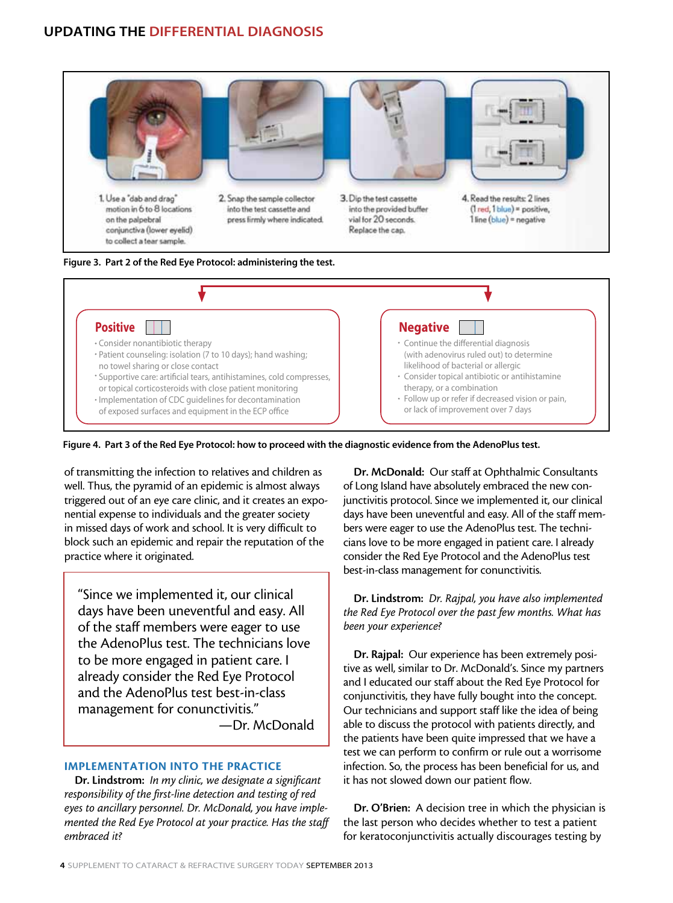## UPDATING THE DIFFERENTIAL DIAGNOSIS

1. Use a "dab and drag" motion in 6 to 8 locations on the palpebral conjunctiva (lower eyelid) to collect a tear sample.
2. Snap the sample collector into the test cassette and press firmly where indicated.
3. Dip the test cassette into the provided buffer vial for 20 seconds. Replace the cap.
4. Read the results: 2 lines (1 red, 1 blue) = positive, 1 line (blue) = negative

**Figure 3. Part 2 of the Red Eye Protocol: administering the test.**

**Positive**

- Consider nonantibiotic therapy
- Patient counseling: isolation (7 to 10 days); hand washing; no towel sharing or close contact
- Supportive care: artificial tears, antihistamines, cold compresses, or topical corticosteroids with close patient monitoring
- Implementation of CDC guidelines for decontamination of exposed surfaces and equipment in the ECP office

**Negative**

- Continue the differential diagnosis (with adenovirus ruled out) to determine likelihood of bacterial or allergic
- Consider topical antibiotic or antihistamine therapy, or a combination
- Follow up or refer if decreased vision or pain, or lack of improvement over 7 days

**Figure 4. Part 3 of the Red Eye Protocol: how to proceed with the diagnostic evidence from the AdenoPlus test.**

of transmitting the infection to relatives and children as well. Thus, the pyramid of an epidemic is almost always triggered out of an eye care clinic, and it creates an exponential expense to individuals and the greater society in missed days of work and school. It is very difficult to block such an epidemic and repair the reputation of the practice where it originated.

> "Since we implemented it, our clinical days have been uneventful and easy. All of the staff members were eager to use the AdenoPlus test. The technicians love to be more engaged in patient care. I already consider the Red Eye Protocol and the AdenoPlus test best-in-class management for conunctivitis."
> —Dr. McDonald

### IMPLEMENTATION INTO THE PRACTICE

**Dr. Lindstrom:** *In my clinic, we designate a significant responsibility of the first-line detection and testing of red eyes to ancillary personnel. Dr. McDonald, you have implemented the Red Eye Protocol at your practice. Has the staff embraced it?*

**Dr. McDonald:** Our staff at Ophthalmic Consultants of Long Island have absolutely embraced the new conjunctivitis protocol. Since we implemented it, our clinical days have been uneventful and easy. All of the staff members were eager to use the AdenoPlus test. The technicians love to be more engaged in patient care. I already consider the Red Eye Protocol and the AdenoPlus test best-in-class management for conunctivitis.

**Dr. Lindstrom:** *Dr. Rajpal, you have also implemented the Red Eye Protocol over the past few months. What has been your experience?*

**Dr. Rajpal:** Our experience has been extremely positive as well, similar to Dr. McDonald's. Since my partners and I educated our staff about the Red Eye Protocol for conjunctivitis, they have fully bought into the concept. Our technicians and support staff like the idea of being able to discuss the protocol with patients directly, and the patients have been quite impressed that we have a test we can perform to confirm or rule out a worrisome infection. So, the process has been beneficial for us, and it has not slowed down our patient flow.

**Dr. O'Brien:** A decision tree in which the physician is the last person who decides whether to test a patient for keratoconjunctivitis actually discourages testing by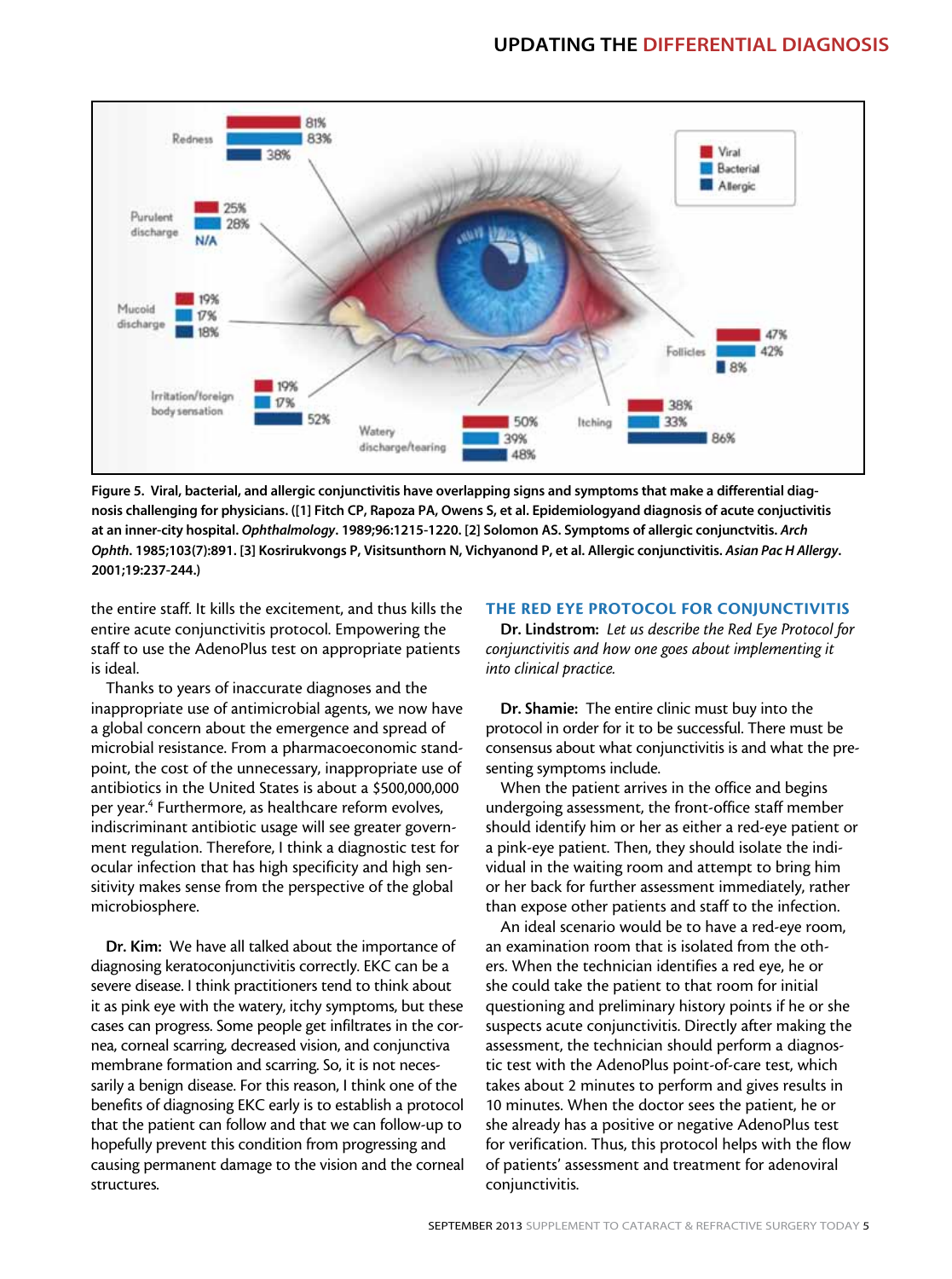Figure 5. Viral, bacterial, and allergic conjunctivitis have overlapping signs and symptoms that make a differential diagnosis challenging for physicians. ([1] Fitch CP, Rapoza PA, Owens S, et al. Epidemiologyand diagnosis of acute conjunctivitis at an inner-city hospital. *Ophthalmology*. 1989;96:1215-1220. [2] Solomon AS. Symptoms of allergic conjunctvitis. *Arch Ophth*. 1985;103(7):891. [3] Kosrirukvongs P, Visitsunthorn N, Vichyanond P, et al. Allergic conjunctivitis. *Asian Pac H Allergy*. 2001;19:237-244.)

the entire staff. It kills the excitement, and thus kills the entire acute conjunctivitis protocol. Empowering the staff to use the AdenoPlus test on appropriate patients is ideal.

Thanks to years of inaccurate diagnoses and the inappropriate use of antimicrobial agents, we now have a global concern about the emergence and spread of microbial resistance. From a pharmacoeconomic standpoint, the cost of the unnecessary, inappropriate use of antibiotics in the United States is about a $500,000,000 per year.[4] Furthermore, as healthcare reform evolves, indiscriminant antibiotic usage will see greater government regulation. Therefore, I think a diagnostic test for ocular infection that has high specificity and high sensitivity makes sense from the perspective of the global microbiosphere.

**Dr. Kim:** We have all talked about the importance of diagnosing keratoconjunctivitis correctly. EKC can be a severe disease. I think practitioners tend to think about it as pink eye with the watery, itchy symptoms, but these cases can progress. Some people get infiltrates in the cornea, corneal scarring, decreased vision, and conjunctiva membrane formation and scarring. So, it is not necessarily a benign disease. For this reason, I think one of the benefits of diagnosing EKC early is to establish a protocol that the patient can follow and that we can follow-up to hopefully prevent this condition from progressing and causing permanent damage to the vision and the corneal structures.

## THE RED EYE PROTOCOL FOR CONJUNCTIVITIS

**Dr. Lindstrom:** *Let us describe the Red Eye Protocol for conjunctivitis and how one goes about implementing it into clinical practice.*

**Dr. Shamie:** The entire clinic must buy into the protocol in order for it to be successful. There must be consensus about what conjunctivitis is and what the presenting symptoms include.

When the patient arrives in the office and begins undergoing assessment, the front-office staff member should identify him or her as either a red-eye patient or a pink-eye patient. Then, they should isolate the individual in the waiting room and attempt to bring him or her back for further assessment immediately, rather than expose other patients and staff to the infection.

An ideal scenario would be to have a red-eye room, an examination room that is isolated from the others. When the technician identifies a red eye, he or she could take the patient to that room for initial questioning and preliminary history points if he or she suspects acute conjunctivitis. Directly after making the assessment, the technician should perform a diagnostic test with the AdenoPlus point-of-care test, which takes about 2 minutes to perform and gives results in 10 minutes. When the doctor sees the patient, he or she already has a positive or negative AdenoPlus test for verification. Thus, this protocol helps with the flow of patients' assessment and treatment for adenoviral conjunctivitis.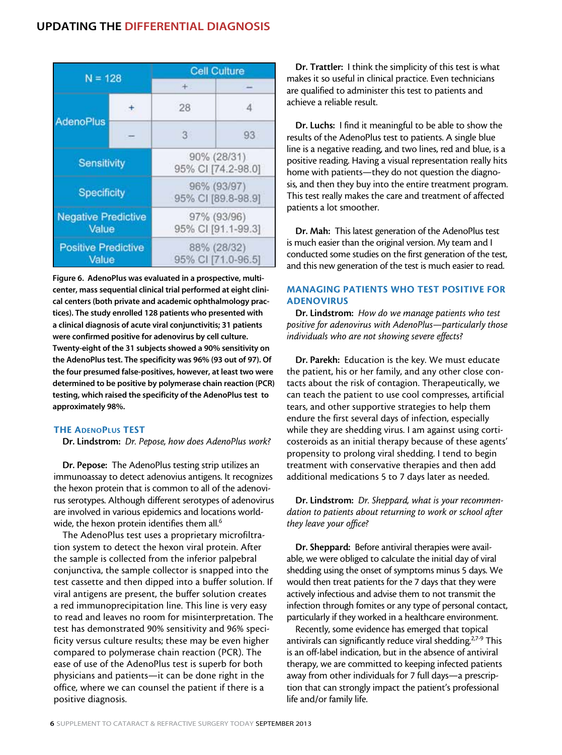## UPDATING THE DIFFERENTIAL DIAGNOSIS

| N = 128 | | Cell Culture | |
|---|---|---|---|
| | | + | – |
| AdenoPlus | + | 28 | 4 |
| | – | 3 | 93 |
| Sensitivity | | 90% (28/31) 95% CI [74.2-98.0] | |
| Specificity | | 96% (93/97) 95% CI [89.8-98.9] | |
| Negative Predictive Value | | 97% (93/96) 95% CI [91.1-99.3] | |
| Positive Predictive Value | | 88% (28/32) 95% CI [71.0-96.5] | |

**Figure 6. AdenoPlus was evaluated in a prospective, multicenter, mass sequential clinical trial performed at eight clinical centers (both private and academic ophthalmology practices). The study enrolled 128 patients who presented with a clinical diagnosis of acute viral conjunctivitis; 31 patients were confirmed positive for adenovirus by cell culture. Twenty-eight of the 31 subjects showed a 90% sensitivity on the AdenoPlus test. The specificity was 96% (93 out of 97). Of the four presumed false-positives, however, at least two were determined to be positive by polymerase chain reaction (PCR) testing, which raised the specificity of the AdenoPlus test to approximately 98%.**

### THE ADENOPLUS TEST

**Dr. Lindstrom:** *Dr. Pepose, how does AdenoPlus work?*

**Dr. Pepose:** The AdenoPlus testing strip utilizes an immunoassay to detect adenovius antigens. It recognizes the hexon protein that is common to all of the adenovirus serotypes. Although different serotypes of adenovirus are involved in various epidemics and locations worldwide, the hexon protein identifies them all.[6]

The AdenoPlus test uses a proprietary microfiltration system to detect the hexon viral protein. After the sample is collected from the inferior palpebral conjunctiva, the sample collector is snapped into the test cassette and then dipped into a buffer solution. If viral antigens are present, the buffer solution creates a red immunoprecipitation line. This line is very easy to read and leaves no room for misinterpretation. The test has demonstrated 90% sensitivity and 96% specificity versus culture results; these may be even higher compared to polymerase chain reaction (PCR). The ease of use of the AdenoPlus test is superb for both physicians and patients—it can be done right in the office, where we can counsel the patient if there is a positive diagnosis.

**Dr. Trattler:** I think the simplicity of this test is what makes it so useful in clinical practice. Even technicians are qualified to administer this test to patients and achieve a reliable result.

**Dr. Luchs:** I find it meaningful to be able to show the results of the AdenoPlus test to patients. A single blue line is a negative reading, and two lines, red and blue, is a positive reading. Having a visual representation really hits home with patients—they do not question the diagnosis, and then they buy into the entire treatment program. This test really makes the care and treatment of affected patients a lot smoother.

**Dr. Mah:** This latest generation of the AdenoPlus test is much easier than the original version. My team and I conducted some studies on the first generation of the test, and this new generation of the test is much easier to read.

### MANAGING PATIENTS WHO TEST POSITIVE FOR ADENOVIRUS

**Dr. Lindstrom:** *How do we manage patients who test positive for adenovirus with AdenoPlus—particularly those individuals who are not showing severe effects?*

**Dr. Parekh:** Education is the key. We must educate the patient, his or her family, and any other close contacts about the risk of contagion. Therapeutically, we can teach the patient to use cool compresses, artificial tears, and other supportive strategies to help them endure the first several days of infection, especially while they are shedding virus. I am against using corticosteroids as an initial therapy because of these agents' propensity to prolong viral shedding. I tend to begin treatment with conservative therapies and then add additional medications 5 to 7 days later as needed.

**Dr. Lindstrom:** *Dr. Sheppard, what is your recommendation to patients about returning to work or school after they leave your office?*

**Dr. Sheppard:** Before antiviral therapies were available, we were obliged to calculate the initial day of viral shedding using the onset of symptoms minus 5 days. We would then treat patients for the 7 days that they were actively infectious and advise them to not transmit the infection through fomites or any type of personal contact, particularly if they worked in a healthcare environment.

Recently, some evidence has emerged that topical antivirals can significantly reduce viral shedding.[2,7-9] This is an off-label indication, but in the absence of antiviral therapy, we are committed to keeping infected patients away from other individuals for 7 full days—a prescription that can strongly impact the patient's professional life and/or family life.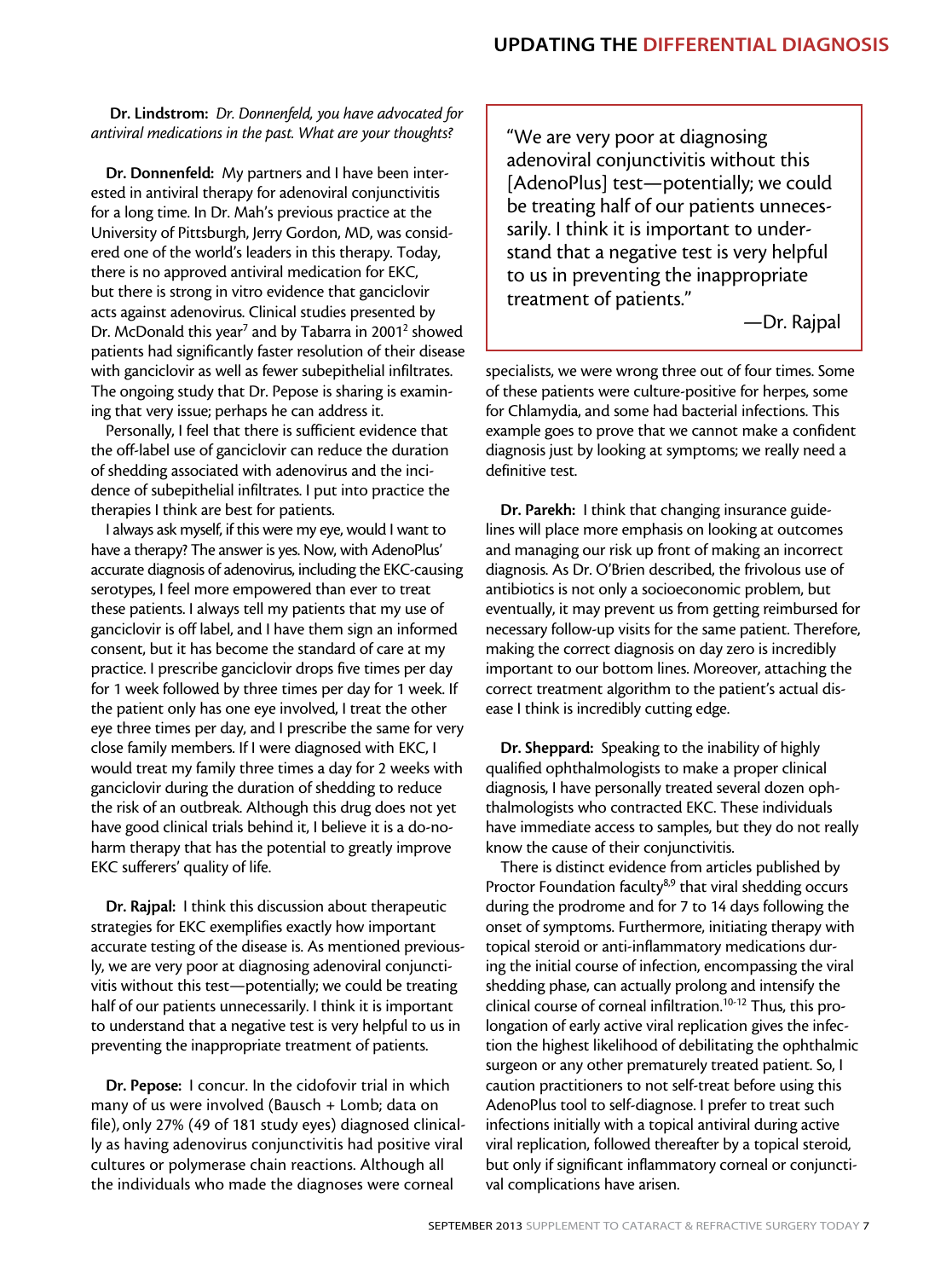**Dr. Lindstrom:** *Dr. Donnenfeld, you have advocated for antiviral medications in the past. What are your thoughts?*

**Dr. Donnenfeld:** My partners and I have been interested in antiviral therapy for adenoviral conjunctivitis for a long time. In Dr. Mah's previous practice at the University of Pittsburgh, Jerry Gordon, MD, was considered one of the world's leaders in this therapy. Today, there is no approved antiviral medication for EKC, but there is strong in vitro evidence that ganciclovir acts against adenovirus. Clinical studies presented by Dr. McDonald this year[7] and by Tabarra in 2001[2] showed patients had significantly faster resolution of their disease with ganciclovir as well as fewer subepithelial infiltrates. The ongoing study that Dr. Pepose is sharing is examining that very issue; perhaps he can address it.

Personally, I feel that there is sufficient evidence that the off-label use of ganciclovir can reduce the duration of shedding associated with adenovirus and the incidence of subepithelial infiltrates. I put into practice the therapies I think are best for patients.

I always ask myself, if this were my eye, would I want to have a therapy? The answer is yes. Now, with AdenoPlus' accurate diagnosis of adenovirus, including the EKC-causing serotypes, I feel more empowered than ever to treat these patients. I always tell my patients that my use of ganciclovir is off label, and I have them sign an informed consent, but it has become the standard of care at my practice. I prescribe ganciclovir drops five times per day for 1 week followed by three times per day for 1 week. If the patient only has one eye involved, I treat the other eye three times per day, and I prescribe the same for very close family members. If I were diagnosed with EKC, I would treat my family three times a day for 2 weeks with ganciclovir during the duration of shedding to reduce the risk of an outbreak. Although this drug does not yet have good clinical trials behind it, I believe it is a do-no-harm therapy that has the potential to greatly improve EKC sufferers' quality of life.

**Dr. Rajpal:** I think this discussion about therapeutic strategies for EKC exemplifies exactly how important accurate testing of the disease is. As mentioned previously, we are very poor at diagnosing adenoviral conjunctivitis without this test—potentially; we could be treating half of our patients unnecessarily. I think it is important to understand that a negative test is very helpful to us in preventing the inappropriate treatment of patients.

**Dr. Pepose:** I concur. In the cidofovir trial in which many of us were involved (Bausch + Lomb; data on file), only 27% (49 of 181 study eyes) diagnosed clinically as having adenovirus conjunctivitis had positive viral cultures or polymerase chain reactions. Although all the individuals who made the diagnoses were corneal specialists, we were wrong three out of four times. Some of these patients were culture-positive for herpes, some for Chlamydia, and some had bacterial infections. This example goes to prove that we cannot make a confident diagnosis just by looking at symptoms; we really need a definitive test.

> "We are very poor at diagnosing adenoviral conjunctivitis without this [AdenoPlus] test—potentially; we could be treating half of our patients unnecessarily. I think it is important to understand that a negative test is very helpful to us in preventing the inappropriate treatment of patients."
>
> —Dr. Rajpal

**Dr. Parekh:** I think that changing insurance guidelines will place more emphasis on looking at outcomes and managing our risk up front of making an incorrect diagnosis. As Dr. O'Brien described, the frivolous use of antibiotics is not only a socioeconomic problem, but eventually, it may prevent us from getting reimbursed for necessary follow-up visits for the same patient. Therefore, making the correct diagnosis on day zero is incredibly important to our bottom lines. Moreover, attaching the correct treatment algorithm to the patient's actual disease I think is incredibly cutting edge.

**Dr. Sheppard:** Speaking to the inability of highly qualified ophthalmologists to make a proper clinical diagnosis, I have personally treated several dozen ophthalmologists who contracted EKC. These individuals have immediate access to samples, but they do not really know the cause of their conjunctivitis.

There is distinct evidence from articles published by Proctor Foundation faculty[8,9] that viral shedding occurs during the prodrome and for 7 to 14 days following the onset of symptoms. Furthermore, initiating therapy with topical steroid or anti-inflammatory medications during the initial course of infection, encompassing the viral shedding phase, can actually prolong and intensify the clinical course of corneal infiltration.[10-12] Thus, this prolongation of early active viral replication gives the infection the highest likelihood of debilitating the ophthalmic surgeon or any other prematurely treated patient. So, I caution practitioners to not self-treat before using this AdenoPlus tool to self-diagnose. I prefer to treat such infections initially with a topical antiviral during active viral replication, followed thereafter by a topical steroid, but only if significant inflammatory corneal or conjunctival complications have arisen.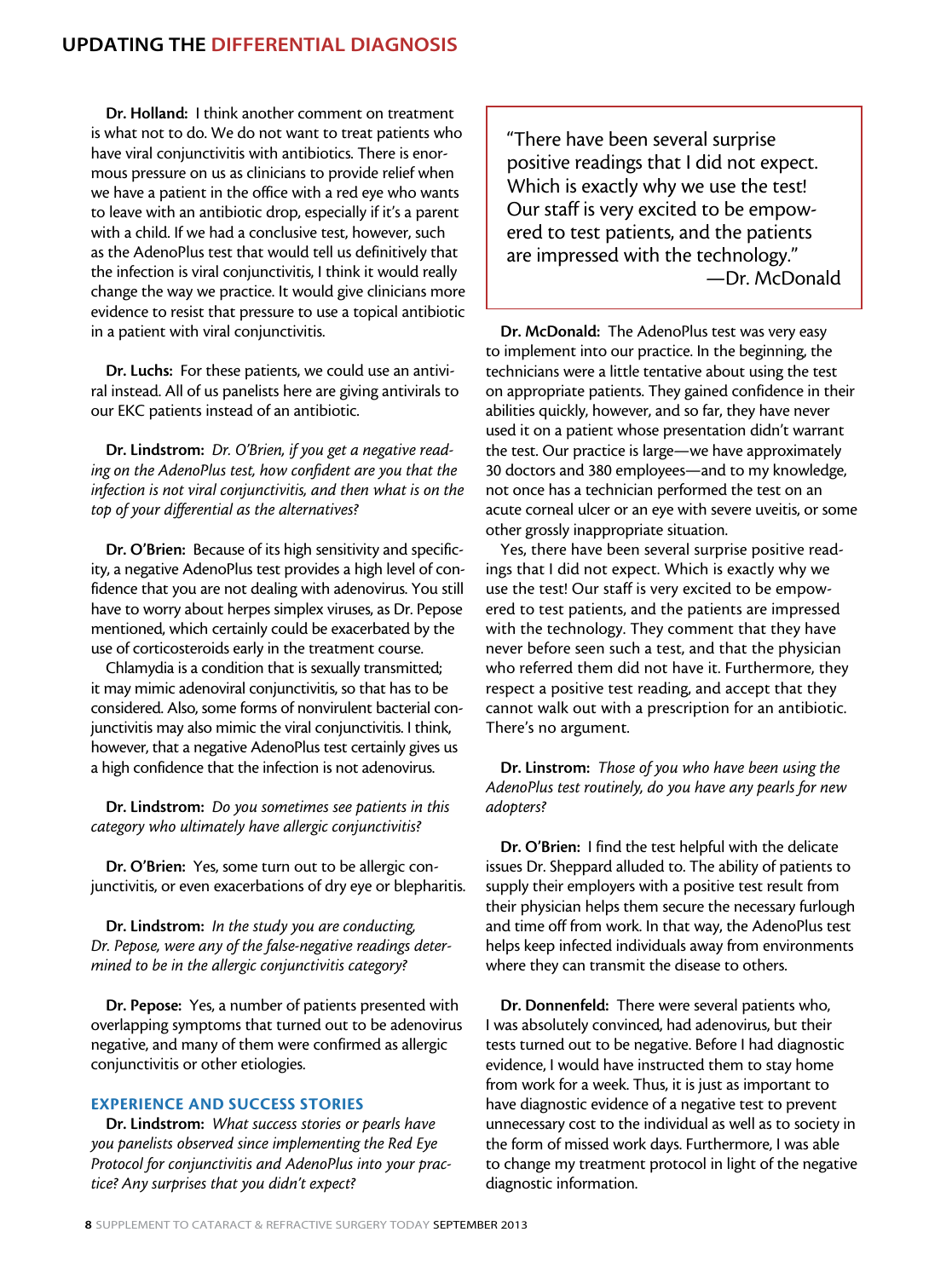**Dr. Holland:** I think another comment on treatment is what not to do. We do not want to treat patients who have viral conjunctivitis with antibiotics. There is enormous pressure on us as clinicians to provide relief when we have a patient in the office with a red eye who wants to leave with an antibiotic drop, especially if it's a parent with a child. If we had a conclusive test, however, such as the AdenoPlus test that would tell us definitively that the infection is viral conjunctivitis, I think it would really change the way we practice. It would give clinicians more evidence to resist that pressure to use a topical antibiotic in a patient with viral conjunctivitis.

**Dr. Luchs:** For these patients, we could use an antiviral instead. All of us panelists here are giving antivirals to our EKC patients instead of an antibiotic.

**Dr. Lindstrom:** *Dr. O'Brien, if you get a negative reading on the AdenoPlus test, how confident are you that the infection is not viral conjunctivitis, and then what is on the top of your differential as the alternatives?*

**Dr. O'Brien:** Because of its high sensitivity and specificity, a negative AdenoPlus test provides a high level of confidence that you are not dealing with adenovirus. You still have to worry about herpes simplex viruses, as Dr. Pepose mentioned, which certainly could be exacerbated by the use of corticosteroids early in the treatment course.

Chlamydia is a condition that is sexually transmitted; it may mimic adenoviral conjunctivitis, so that has to be considered. Also, some forms of nonvirulent bacterial conjunctivitis may also mimic the viral conjunctivitis. I think, however, that a negative AdenoPlus test certainly gives us a high confidence that the infection is not adenovirus.

**Dr. Lindstrom:** *Do you sometimes see patients in this category who ultimately have allergic conjunctivitis?*

**Dr. O'Brien:** Yes, some turn out to be allergic conjunctivitis, or even exacerbations of dry eye or blepharitis.

**Dr. Lindstrom:** *In the study you are conducting, Dr. Pepose, were any of the false-negative readings determined to be in the allergic conjunctivitis category?*

**Dr. Pepose:** Yes, a number of patients presented with overlapping symptoms that turned out to be adenovirus negative, and many of them were confirmed as allergic conjunctivitis or other etiologies.

## EXPERIENCE AND SUCCESS STORIES

**Dr. Lindstrom:** *What success stories or pearls have you panelists observed since implementing the Red Eye Protocol for conjunctivitis and AdenoPlus into your practice? Any surprises that you didn't expect?*

> "There have been several surprise positive readings that I did not expect. Which is exactly why we use the test! Our staff is very excited to be empowered to test patients, and the patients are impressed with the technology."
> —Dr. McDonald

**Dr. McDonald:** The AdenoPlus test was very easy to implement into our practice. In the beginning, the technicians were a little tentative about using the test on appropriate patients. They gained confidence in their abilities quickly, however, and so far, they have never used it on a patient whose presentation didn't warrant the test. Our practice is large—we have approximately 30 doctors and 380 employees—and to my knowledge, not once has a technician performed the test on an acute corneal ulcer or an eye with severe uveitis, or some other grossly inappropriate situation.

Yes, there have been several surprise positive readings that I did not expect. Which is exactly why we use the test! Our staff is very excited to be empowered to test patients, and the patients are impressed with the technology. They comment that they have never before seen such a test, and that the physician who referred them did not have it. Furthermore, they respect a positive test reading, and accept that they cannot walk out with a prescription for an antibiotic. There's no argument.

**Dr. Linstrom:** *Those of you who have been using the AdenoPlus test routinely, do you have any pearls for new adopters?*

**Dr. O'Brien:** I find the test helpful with the delicate issues Dr. Sheppard alluded to. The ability of patients to supply their employers with a positive test result from their physician helps them secure the necessary furlough and time off from work. In that way, the AdenoPlus test helps keep infected individuals away from environments where they can transmit the disease to others.

**Dr. Donnenfeld:** There were several patients who, I was absolutely convinced, had adenovirus, but their tests turned out to be negative. Before I had diagnostic evidence, I would have instructed them to stay home from work for a week. Thus, it is just as important to have diagnostic evidence of a negative test to prevent unnecessary cost to the individual as well as to society in the form of missed work days. Furthermore, I was able to change my treatment protocol in light of the negative diagnostic information.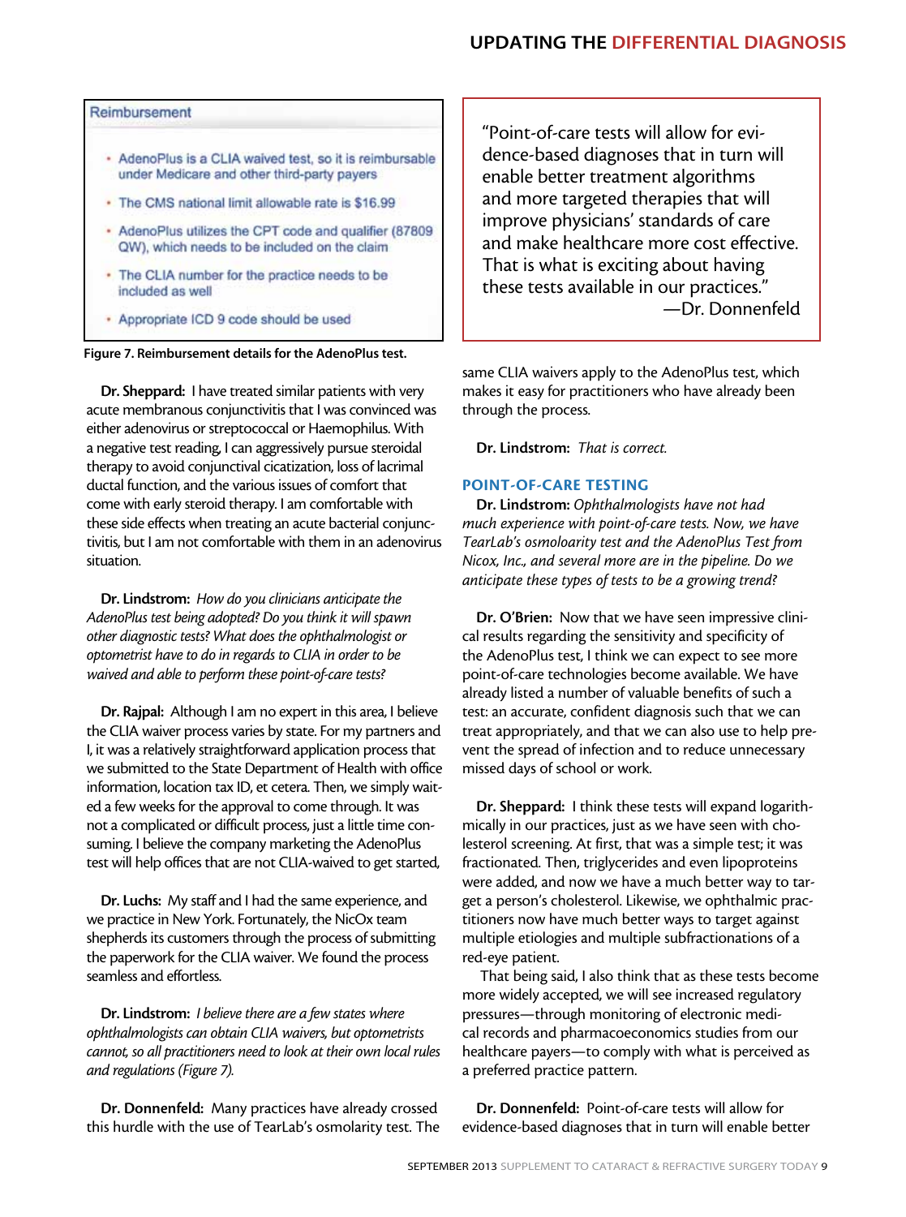Reimbursement

- AdenoPlus is a CLIA waived test, so it is reimbursable under Medicare and other third-party payers
- The CMS national limit allowable rate is $16.99
- AdenoPlus utilizes the CPT code and qualifier (87809 QW), which needs to be included on the claim
- The CLIA number for the practice needs to be included as well
- Appropriate ICD 9 code should be used

**Figure 7. Reimbursement details for the AdenoPlus test.**

**Dr. Sheppard:** I have treated similar patients with very acute membranous conjunctivitis that I was convinced was either adenovirus or streptococcal or Haemophilus. With a negative test reading, I can aggressively pursue steroidal therapy to avoid conjunctival cicatization, loss of lacrimal ductal function, and the various issues of comfort that come with early steroid therapy. I am comfortable with these side effects when treating an acute bacterial conjunctivitis, but I am not comfortable with them in an adenovirus situation.

**Dr. Lindstrom:** *How do you clinicians anticipate the AdenoPlus test being adopted? Do you think it will spawn other diagnostic tests? What does the ophthalmologist or optometrist have to do in regards to CLIA in order to be waived and able to perform these point-of-care tests?*

**Dr. Rajpal:** Although I am no expert in this area, I believe the CLIA waiver process varies by state. For my partners and I, it was a relatively straightforward application process that we submitted to the State Department of Health with office information, location tax ID, et cetera. Then, we simply waited a few weeks for the approval to come through. It was not a complicated or difficult process, just a little time consuming. I believe the company marketing the AdenoPlus test will help offices that are not CLIA-waived to get started,

**Dr. Luchs:** My staff and I had the same experience, and we practice in New York. Fortunately, the NicOx team shepherds its customers through the process of submitting the paperwork for the CLIA waiver. We found the process seamless and effortless.

**Dr. Lindstrom:** *I believe there are a few states where ophthalmologists can obtain CLIA waivers, but optometrists cannot, so all practitioners need to look at their own local rules and regulations (Figure 7).*

**Dr. Donnenfeld:** Many practices have already crossed this hurdle with the use of TearLab's osmolarity test. The same CLIA waivers apply to the AdenoPlus test, which makes it easy for practitioners who have already been through the process.

**Dr. Lindstrom:** *That is correct.*

> "Point-of-care tests will allow for evidence-based diagnoses that in turn will enable better treatment algorithms and more targeted therapies that will improve physicians' standards of care and make healthcare more cost effective. That is what is exciting about having these tests available in our practices."
> —Dr. Donnenfeld

## POINT-OF-CARE TESTING

**Dr. Lindstrom:** *Ophthalmologists have not had much experience with point-of-care tests. Now, we have TearLab's osmoloarity test and the AdenoPlus Test from Nicox, Inc., and several more are in the pipeline. Do we anticipate these types of tests to be a growing trend?*

**Dr. O'Brien:** Now that we have seen impressive clinical results regarding the sensitivity and specificity of the AdenoPlus test, I think we can expect to see more point-of-care technologies become available. We have already listed a number of valuable benefits of such a test: an accurate, confident diagnosis such that we can treat appropriately, and that we can also use to help prevent the spread of infection and to reduce unnecessary missed days of school or work.

**Dr. Sheppard:** I think these tests will expand logarithmically in our practices, just as we have seen with cholesterol screening. At first, that was a simple test; it was fractionated. Then, triglycerides and even lipoproteins were added, and now we have a much better way to target a person's cholesterol. Likewise, we ophthalmic practitioners now have much better ways to target against multiple etiologies and multiple subfractionations of a red-eye patient.

That being said, I also think that as these tests become more widely accepted, we will see increased regulatory pressures—through monitoring of electronic medical records and pharmacoeconomics studies from our healthcare payers—to comply with what is perceived as a preferred practice pattern.

**Dr. Donnenfeld:** Point-of-care tests will allow for evidence-based diagnoses that in turn will enable better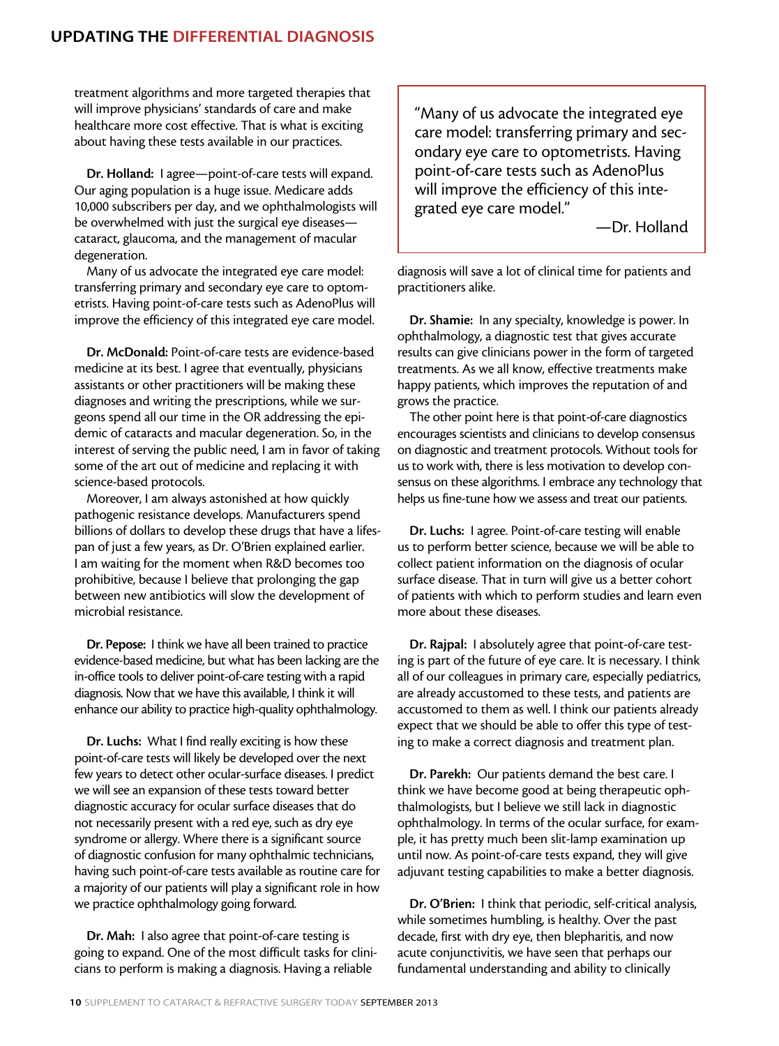treatment algorithms and more targeted therapies that will improve physicians' standards of care and make healthcare more cost effective. That is what is exciting about having these tests available in our practices.

**Dr. Holland:** I agree—point-of-care tests will expand. Our aging population is a huge issue. Medicare adds 10,000 subscribers per day, and we ophthalmologists will be overwhelmed with just the surgical eye diseases—cataract, glaucoma, and the management of macular degeneration.

Many of us advocate the integrated eye care model: transferring primary and secondary eye care to optometrists. Having point-of-care tests such as AdenoPlus will improve the efficiency of this integrated eye care model.

**Dr. McDonald:** Point-of-care tests are evidence-based medicine at its best. I agree that eventually, physicians assistants or other practitioners will be making these diagnoses and writing the prescriptions, while we surgeons spend all our time in the OR addressing the epidemic of cataracts and macular degeneration. So, in the interest of serving the public need, I am in favor of taking some of the art out of medicine and replacing it with science-based protocols.

Moreover, I am always astonished at how quickly pathogenic resistance develops. Manufacturers spend billions of dollars to develop these drugs that have a lifespan of just a few years, as Dr. O'Brien explained earlier. I am waiting for the moment when R&D becomes too prohibitive, because I believe that prolonging the gap between new antibiotics will slow the development of microbial resistance.

**Dr. Pepose:** I think we have all been trained to practice evidence-based medicine, but what has been lacking are the in-office tools to deliver point-of-care testing with a rapid diagnosis. Now that we have this available, I think it will enhance our ability to practice high-quality ophthalmology.

**Dr. Luchs:** What I find really exciting is how these point-of-care tests will likely be developed over the next few years to detect other ocular-surface diseases. I predict we will see an expansion of these tests toward better diagnostic accuracy for ocular surface diseases that do not necessarily present with a red eye, such as dry eye syndrome or allergy. Where there is a significant source of diagnostic confusion for many ophthalmic technicians, having such point-of-care tests available as routine care for a majority of our patients will play a significant role in how we practice ophthalmology going forward.

**Dr. Mah:** I also agree that point-of-care testing is going to expand. One of the most difficult tasks for clinicians to perform is making a diagnosis. Having a reliable diagnosis will save a lot of clinical time for patients and practitioners alike.

> "Many of us advocate the integrated eye care model: transferring primary and secondary eye care to optometrists. Having point-of-care tests such as AdenoPlus will improve the efficiency of this integrated eye care model."
>
> —Dr. Holland

**Dr. Shamie:** In any specialty, knowledge is power. In ophthalmology, a diagnostic test that gives accurate results can give clinicians power in the form of targeted treatments. As we all know, effective treatments make happy patients, which improves the reputation of and grows the practice.

The other point here is that point-of-care diagnostics encourages scientists and clinicians to develop consensus on diagnostic and treatment protocols. Without tools for us to work with, there is less motivation to develop consensus on these algorithms. I embrace any technology that helps us fine-tune how we assess and treat our patients.

**Dr. Luchs:** I agree. Point-of-care testing will enable us to perform better science, because we will be able to collect patient information on the diagnosis of ocular surface disease. That in turn will give us a better cohort of patients with which to perform studies and learn even more about these diseases.

**Dr. Rajpal:** I absolutely agree that point-of-care testing is part of the future of eye care. It is necessary. I think all of our colleagues in primary care, especially pediatrics, are already accustomed to these tests, and patients are accustomed to them as well. I think our patients already expect that we should be able to offer this type of testing to make a correct diagnosis and treatment plan.

**Dr. Parekh:** Our patients demand the best care. I think we have become good at being therapeutic ophthalmologists, but I believe we still lack in diagnostic ophthalmology. In terms of the ocular surface, for example, it has pretty much been slit-lamp examination up until now. As point-of-care tests expand, they will give adjuvant testing capabilities to make a better diagnosis.

**Dr. O'Brien:** I think that periodic, self-critical analysis, while sometimes humbling, is healthy. Over the past decade, first with dry eye, then blepharitis, and now acute conjunctivitis, we have seen that perhaps our fundamental understanding and ability to clinically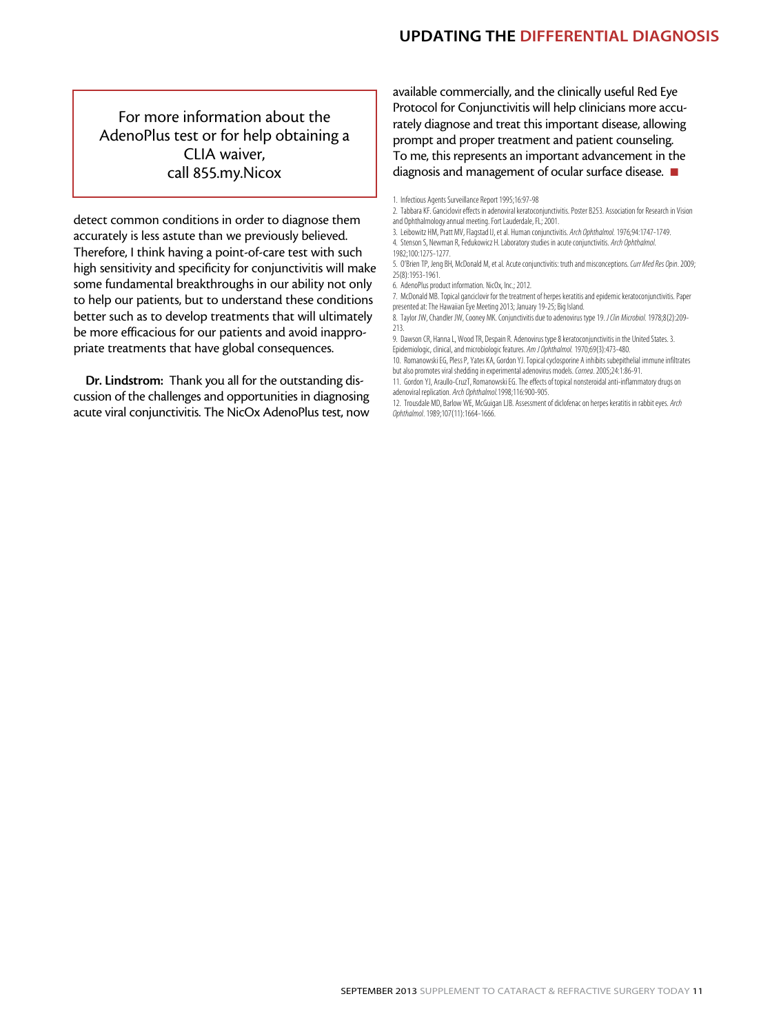For more information about the AdenoPlus test or for help obtaining a CLIA waiver, call 855.my.Nicox

detect common conditions in order to diagnose them accurately is less astute than we previously believed. Therefore, I think having a point-of-care test with such high sensitivity and specificity for conjunctivitis will make some fundamental breakthroughs in our ability not only to help our patients, but to understand these conditions better such as to develop treatments that will ultimately be more efficacious for our patients and avoid inappropriate treatments that have global consequences.

**Dr. Lindstrom:** Thank you all for the outstanding discussion of the challenges and opportunities in diagnosing acute viral conjunctivitis. The NicOx AdenoPlus test, now available commercially, and the clinically useful Red Eye Protocol for Conjunctivitis will help clinicians more accurately diagnose and treat this important disease, allowing prompt and proper treatment and patient counseling. To me, this represents an important advancement in the diagnosis and management of ocular surface disease. ■

1. Infectious Agents Surveillance Report 1995;16:97-98
2. Tabbara KF. Ganciclovir effects in adenoviral keratoconjunctivitis. Poster B253. Association for Research in Vision and Ophthalmology annual meeting. Fort Lauderdale, FL; 2001.
3. Leibowitz HM, Pratt MV, Flagstad IJ, et al. Human conjunctivitis. *Arch Ophthalmol.* 1976;94:1747-1749.
4. Stenson S, Newman R, Fedukowicz H. Laboratory studies in acute conjunctivitis. *Arch Ophthalmol.* 1982;100:1275-1277.
5. O'Brien TP, Jeng BH, McDonald M, et al. Acute conjunctivitis: truth and misconceptions. *Curr Med Res Opin.* 2009; 25(8):1953-1961.
6. AdenoPlus product information. NicOx, Inc.; 2012.
7. McDonald MB. Topical ganciclovir for the treatment of herpes keratitis and epidemic keratoconjunctivitis. Paper presented at: The Hawaiian Eye Meeting 2013; January 19-25; Big Island.
8. Taylor JW, Chandler JW, Cooney MK. Conjunctivitis due to adenovirus type 19. *J Clin Microbiol.* 1978;8(2):209-213.
9. Dawson CR, Hanna L, Wood TR, Despain R. Adenovirus type 8 keratoconjunctivitis in the United States. 3. Epidemiologic, clinical, and microbiologic features. *Am J Ophthalmol.* 1970;69(3):473-480.
10. Romanowski EG, Pless P, Yates KA, Gordon YJ. Topical cyclosporine A inhibits subepithelial immune infiltrates but also promotes viral shedding in experimental adenovirus models. *Cornea*. 2005;24:1:86-91.
11. Gordon YJ, Araullo-CruzT, Romanowski EG. The effects of topical nonsteroidal anti-inflammatory drugs on adenoviral replication. *Arch Ophthalmol.*1998;116:900-905.
12. Trousdale MD, Barlow WE, McGuigan LJB. Assessment of diclofenac on herpes keratitis in rabbit eyes. *Arch Ophthalmol*. 1989;107(11):1664-1666.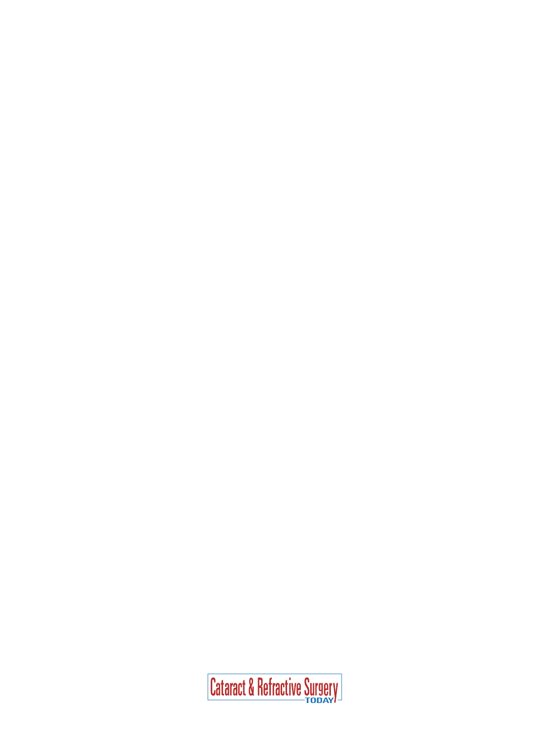Cataract & Refractive Surgery TODAY